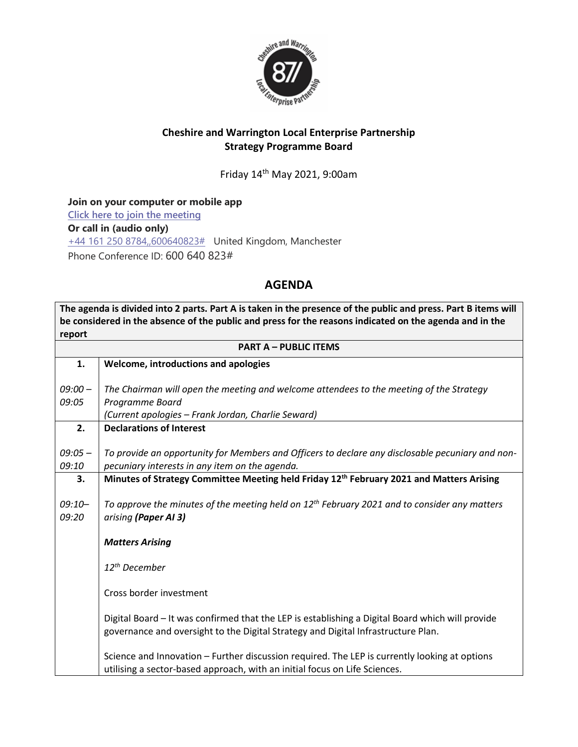## Cheshire and Warrington Local Enterprise Partnership
## Strategy Programme Board

Friday 14th May 2021, 9:00am

**Join on your computer or mobile app**
[Click here to join the meeting]
**Or call in (audio only)**
+44 161 250 8784,,600640823# United Kingdom, Manchester
Phone Conference ID: 600 640 823#

# AGENDA

| **The agenda is divided into 2 parts. Part A is taken in the presence of the public and press. Part B items will be considered in the absence of the public and press for the reasons indicated on the agenda and in the report** | |
|---|---|
| **PART A – PUBLIC ITEMS** | |
| **1.** | **Welcome, introductions and apologies** |
| *09:00 – 09:05* | *The Chairman will open the meeting and welcome attendees to the meeting of the Strategy Programme Board* <br> *(Current apologies – Frank Jordan, Charlie Seward)* |
| **2.** | **Declarations of Interest** |
| *09:05 – 09:10* | *To provide an opportunity for Members and Officers to declare any disclosable pecuniary and non-pecuniary interests in any item on the agenda.* |
| **3.** | **Minutes of Strategy Committee Meeting held Friday 12th February 2021 and Matters Arising** |
| *09:10– 09:20* | *To approve the minutes of the meeting held on 12th February 2021 and to consider any matters arising* ***(Paper AI 3)*** <br><br> ***Matters Arising*** <br><br> *12th December* <br><br> Cross border investment <br><br> Digital Board – It was confirmed that the LEP is establishing a Digital Board which will provide governance and oversight to the Digital Strategy and Digital Infrastructure Plan. <br><br> Science and Innovation – Further discussion required. The LEP is currently looking at options utilising a sector-based approach, with an initial focus on Life Sciences. |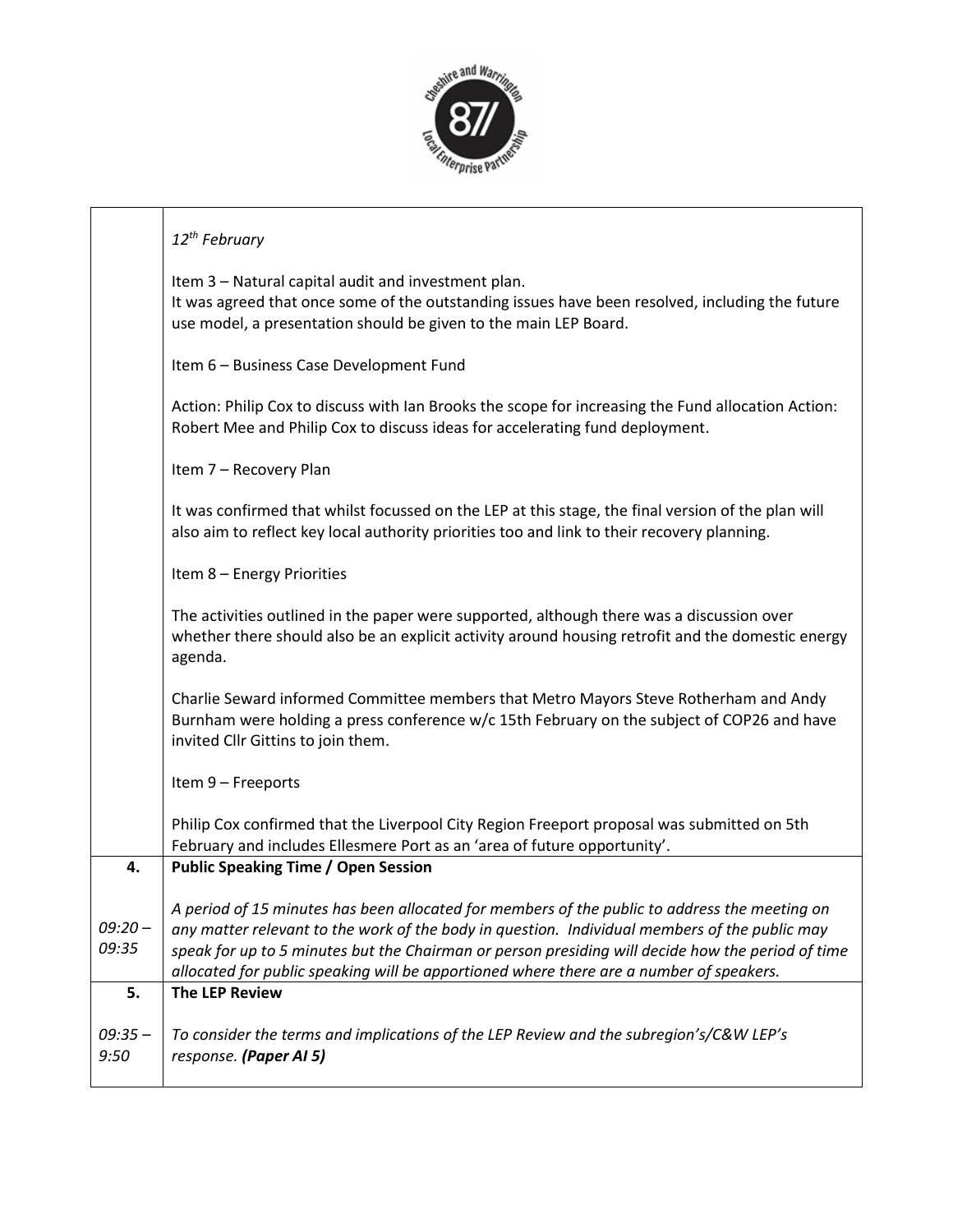| | |
|---|---|
| | *12th February*<br><br>Item 3 – Natural capital audit and investment plan.<br>It was agreed that once some of the outstanding issues have been resolved, including the future use model, a presentation should be given to the main LEP Board.<br><br>Item 6 – Business Case Development Fund<br><br>Action: Philip Cox to discuss with Ian Brooks the scope for increasing the Fund allocation Action: Robert Mee and Philip Cox to discuss ideas for accelerating fund deployment.<br><br>Item 7 – Recovery Plan<br><br>It was confirmed that whilst focussed on the LEP at this stage, the final version of the plan will also aim to reflect key local authority priorities too and link to their recovery planning.<br><br>Item 8 – Energy Priorities<br><br>The activities outlined in the paper were supported, although there was a discussion over whether there should also be an explicit activity around housing retrofit and the domestic energy agenda.<br><br>Charlie Seward informed Committee members that Metro Mayors Steve Rotherham and Andy Burnham were holding a press conference w/c 15th February on the subject of COP26 and have invited Cllr Gittins to join them.<br><br>Item 9 – Freeports<br><br>Philip Cox confirmed that the Liverpool City Region Freeport proposal was submitted on 5th February and includes Ellesmere Port as an 'area of future opportunity'. |
| **4.**<br><br>*09:20 – 09:35* | **Public Speaking Time / Open Session**<br><br>*A period of 15 minutes has been allocated for members of the public to address the meeting on any matter relevant to the work of the body in question. Individual members of the public may speak for up to 5 minutes but the Chairman or person presiding will decide how the period of time allocated for public speaking will be apportioned where there are a number of speakers.* |
| **5.**<br><br>*09:35 – 9:50* | **The LEP Review**<br><br>*To consider the terms and implications of the LEP Review and the subregion's/C&W LEP's response.* ***(Paper AI 5)*** |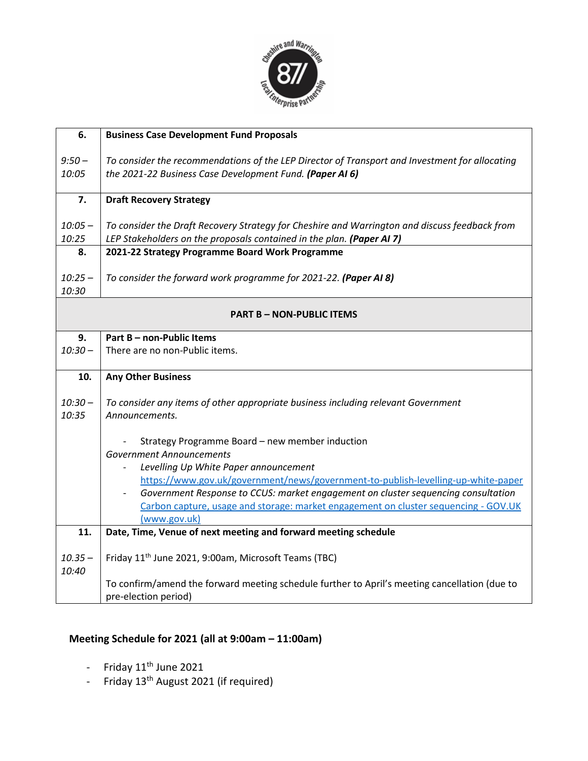| | |
|---|---|
| **6.**<br><br>*9:50 – 10:05* | **Business Case Development Fund Proposals**<br><br>*To consider the recommendations of the LEP Director of Transport and Investment for allocating the 2021-22 Business Case Development Fund.* ***(Paper AI 6)*** |
| **7.**<br><br>*10:05 – 10:25* | **Draft Recovery Strategy**<br><br>*To consider the Draft Recovery Strategy for Cheshire and Warrington and discuss feedback from LEP Stakeholders on the proposals contained in the plan.* ***(Paper AI 7)*** |
| **8.**<br><br>*10:25 – 10:30* | **2021-22 Strategy Programme Board Work Programme**<br><br>*To consider the forward work programme for 2021-22.* ***(Paper AI 8)*** |
| **PART B – NON-PUBLIC ITEMS** | |
| **9.**<br>*10:30 –* | **Part B – non-Public Items**<br>There are no non-Public items. |
| **10.**<br><br>*10:30 – 10:35* | **Any Other Business**<br><br>*To consider any items of other appropriate business including relevant Government Announcements.*<br><br>- Strategy Programme Board – new member induction<br>*Government Announcements*<br>- *Levelling Up White Paper announcement* https://www.gov.uk/government/news/government-to-publish-levelling-up-white-paper<br>- *Government Response to CCUS: market engagement on cluster sequencing consultation* Carbon capture, usage and storage: market engagement on cluster sequencing - GOV.UK (www.gov.uk) |
| **11.**<br><br>*10.35 – 10:40* | **Date, Time, Venue of next meeting and forward meeting schedule**<br><br>Friday 11th June 2021, 9:00am, Microsoft Teams (TBC)<br><br>To confirm/amend the forward meeting schedule further to April's meeting cancellation (due to pre-election period) |

**Meeting Schedule for 2021 (all at 9:00am – 11:00am)**

- Friday 11th June 2021
- Friday 13th August 2021 (if required)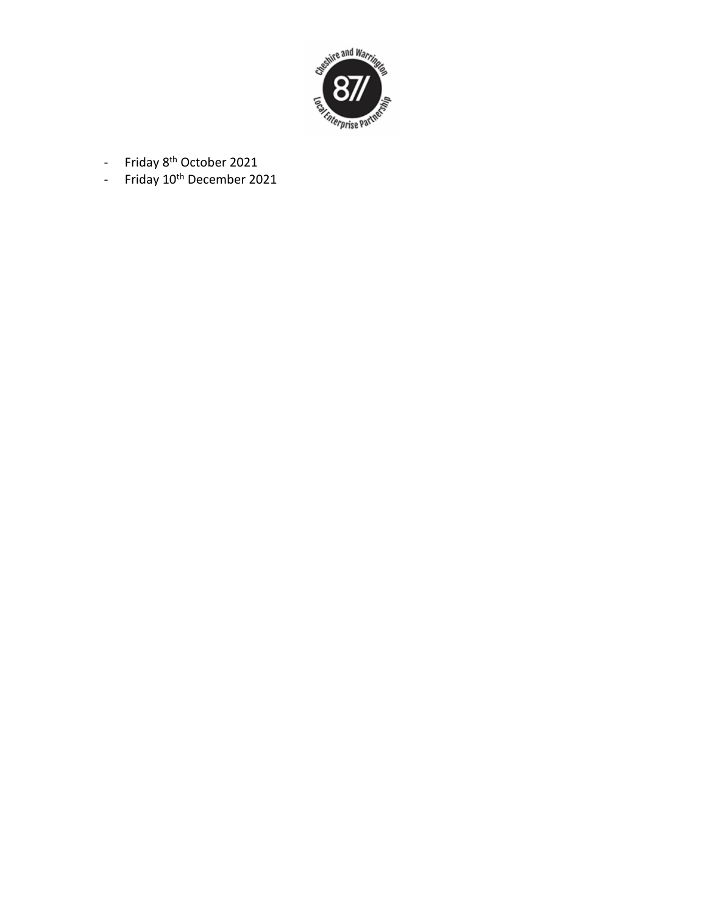- Friday 8th October 2021
- Friday 10th December 2021